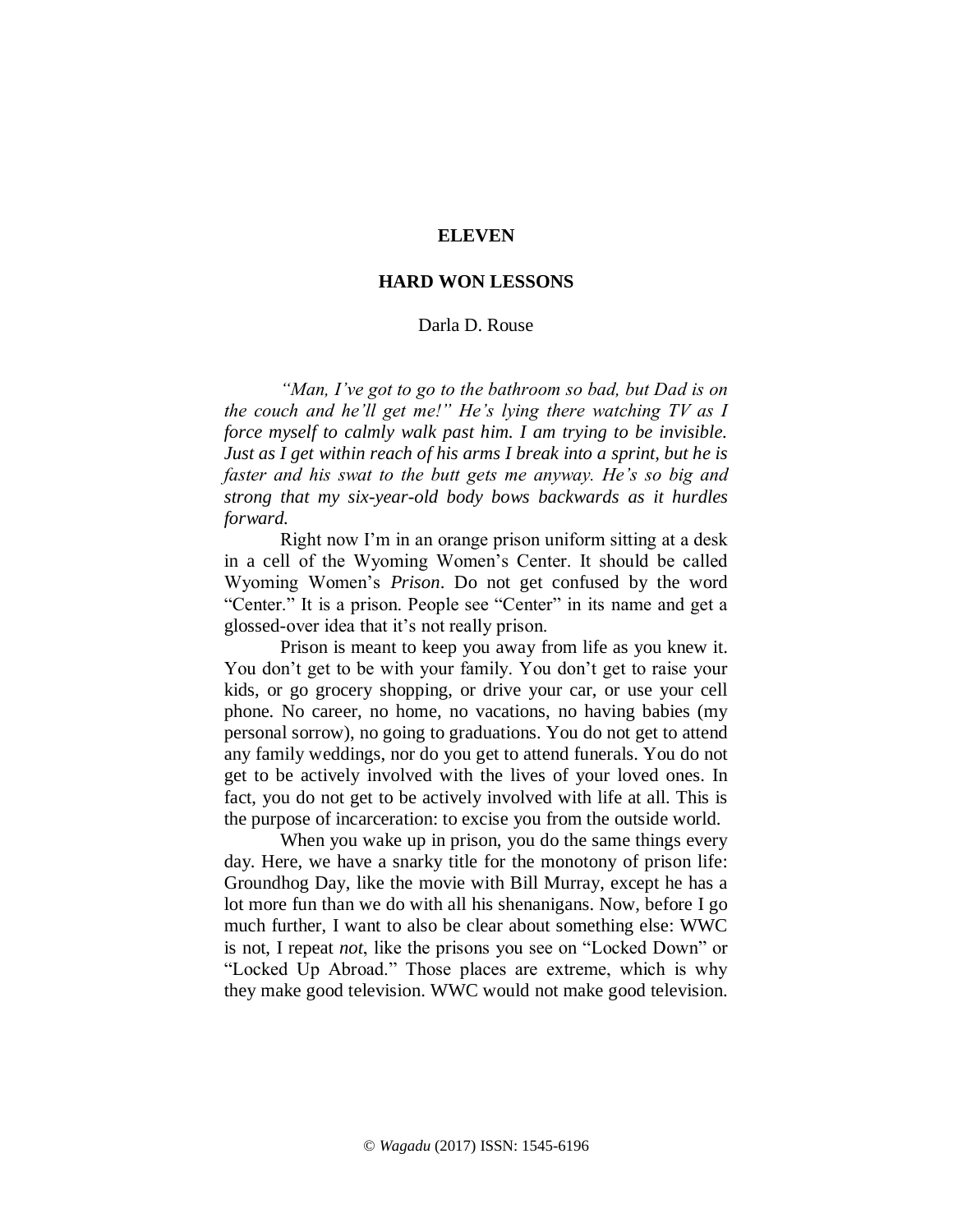# ELEVEN

## HARD WON LESSONS

Darla D. Rouse

*"Man, I've got to go to the bathroom so bad, but Dad is on the couch and he'll get me!" He's lying there watching TV as I force myself to calmly walk past him. I am trying to be invisible. Just as I get within reach of his arms I break into a sprint, but he is faster and his swat to the butt gets me anyway. He's so big and strong that my six-year-old body bows backwards as it hurdles forward.*

Right now I'm in an orange prison uniform sitting at a desk in a cell of the Wyoming Women's Center. It should be called Wyoming Women's *Prison*. Do not get confused by the word "Center." It is a prison. People see "Center" in its name and get a glossed-over idea that it's not really prison.

Prison is meant to keep you away from life as you knew it. You don't get to be with your family. You don't get to raise your kids, or go grocery shopping, or drive your car, or use your cell phone. No career, no home, no vacations, no having babies (my personal sorrow), no going to graduations. You do not get to attend any family weddings, nor do you get to attend funerals. You do not get to be actively involved with the lives of your loved ones. In fact, you do not get to be actively involved with life at all. This is the purpose of incarceration: to excise you from the outside world.

When you wake up in prison, you do the same things every day. Here, we have a snarky title for the monotony of prison life: Groundhog Day, like the movie with Bill Murray, except he has a lot more fun than we do with all his shenanigans. Now, before I go much further, I want to also be clear about something else: WWC is not, I repeat *not*, like the prisons you see on "Locked Down" or "Locked Up Abroad." Those places are extreme, which is why they make good television. WWC would not make good television.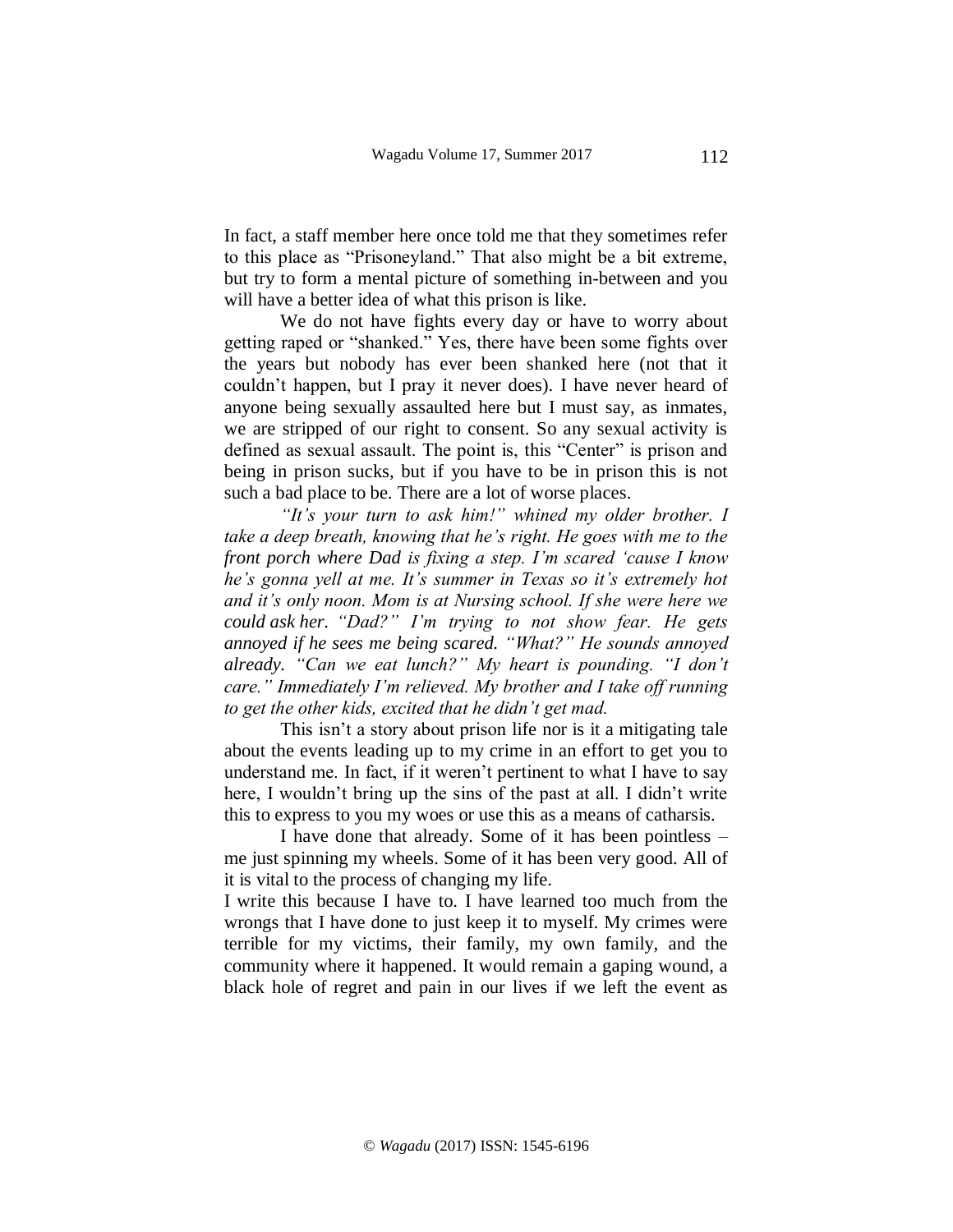In fact, a staff member here once told me that they sometimes refer to this place as "Prisoneyland." That also might be a bit extreme, but try to form a mental picture of something in-between and you will have a better idea of what this prison is like.

We do not have fights every day or have to worry about getting raped or "shanked." Yes, there have been some fights over the years but nobody has ever been shanked here (not that it couldn't happen, but I pray it never does). I have never heard of anyone being sexually assaulted here but I must say, as inmates, we are stripped of our right to consent. So any sexual activity is defined as sexual assault. The point is, this "Center" is prison and being in prison sucks, but if you have to be in prison this is not such a bad place to be. There are a lot of worse places.

*"It's your turn to ask him!" whined my older brother. I take a deep breath, knowing that he's right. He goes with me to the front porch where Dad is fixing a step. I'm scared 'cause I know he's gonna yell at me. It's summer in Texas so it's extremely hot and it's only noon. Mom is at Nursing school. If she were here we could ask her. "Dad?" I'm trying to not show fear. He gets annoyed if he sees me being scared. "What?" He sounds annoyed already. "Can we eat lunch?" My heart is pounding. "I don't care." Immediately I'm relieved. My brother and I take off running to get the other kids, excited that he didn't get mad.*

This isn't a story about prison life nor is it a mitigating tale about the events leading up to my crime in an effort to get you to understand me. In fact, if it weren't pertinent to what I have to say here, I wouldn't bring up the sins of the past at all. I didn't write this to express to you my woes or use this as a means of catharsis.

I have done that already. Some of it has been pointless – me just spinning my wheels. Some of it has been very good. All of it is vital to the process of changing my life.

I write this because I have to. I have learned too much from the wrongs that I have done to just keep it to myself. My crimes were terrible for my victims, their family, my own family, and the community where it happened. It would remain a gaping wound, a black hole of regret and pain in our lives if we left the event as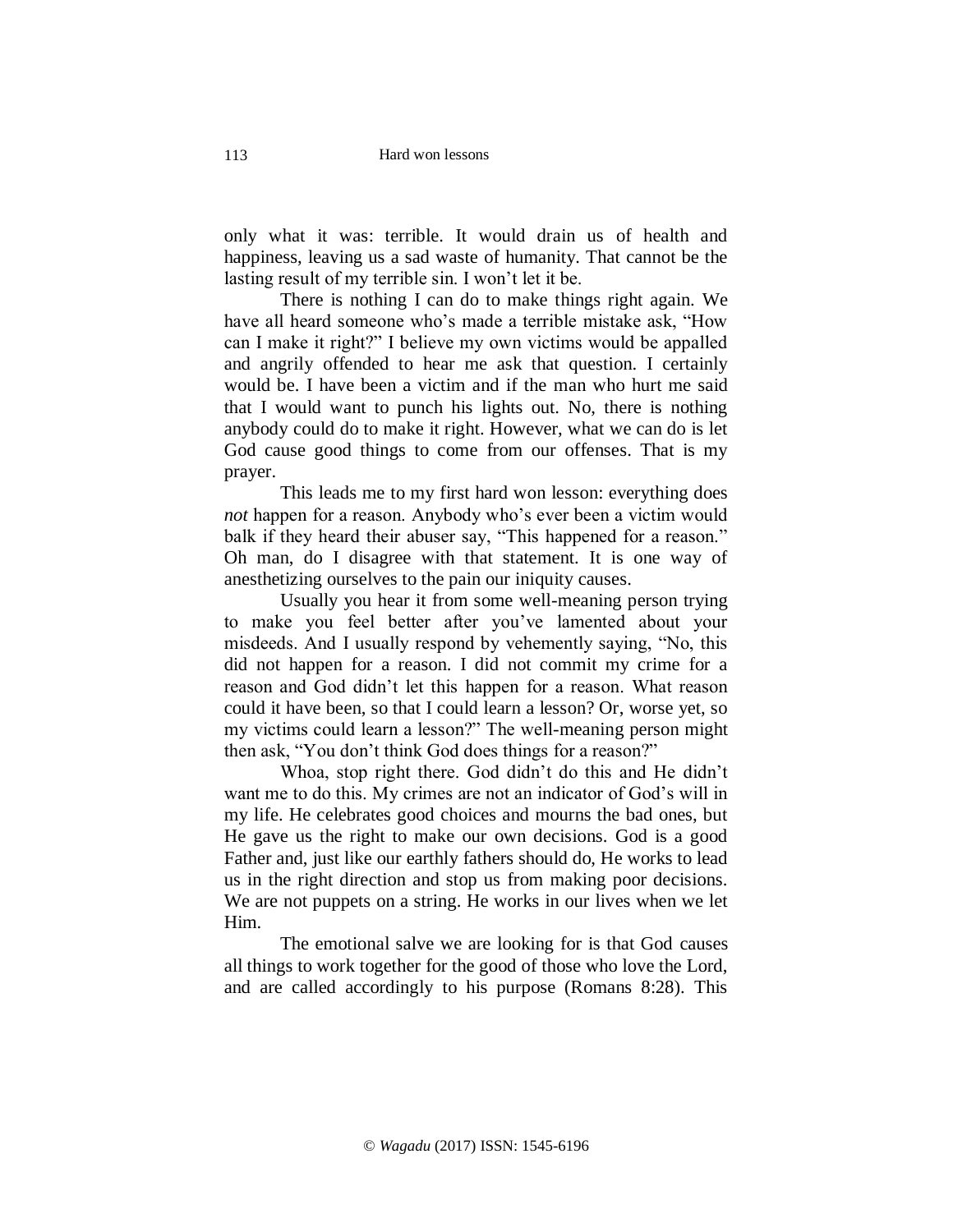only what it was: terrible. It would drain us of health and happiness, leaving us a sad waste of humanity. That cannot be the lasting result of my terrible sin. I won't let it be.

There is nothing I can do to make things right again. We have all heard someone who's made a terrible mistake ask, "How can I make it right?" I believe my own victims would be appalled and angrily offended to hear me ask that question. I certainly would be. I have been a victim and if the man who hurt me said that I would want to punch his lights out. No, there is nothing anybody could do to make it right. However, what we can do is let God cause good things to come from our offenses. That is my prayer.

This leads me to my first hard won lesson: everything does *not* happen for a reason. Anybody who's ever been a victim would balk if they heard their abuser say, "This happened for a reason." Oh man, do I disagree with that statement. It is one way of anesthetizing ourselves to the pain our iniquity causes.

Usually you hear it from some well-meaning person trying to make you feel better after you've lamented about your misdeeds. And I usually respond by vehemently saying, "No, this did not happen for a reason. I did not commit my crime for a reason and God didn't let this happen for a reason. What reason could it have been, so that I could learn a lesson? Or, worse yet, so my victims could learn a lesson?" The well-meaning person might then ask, "You don't think God does things for a reason?"

Whoa, stop right there. God didn't do this and He didn't want me to do this. My crimes are not an indicator of God's will in my life. He celebrates good choices and mourns the bad ones, but He gave us the right to make our own decisions. God is a good Father and, just like our earthly fathers should do, He works to lead us in the right direction and stop us from making poor decisions. We are not puppets on a string. He works in our lives when we let Him.

The emotional salve we are looking for is that God causes all things to work together for the good of those who love the Lord, and are called accordingly to his purpose (Romans 8:28). This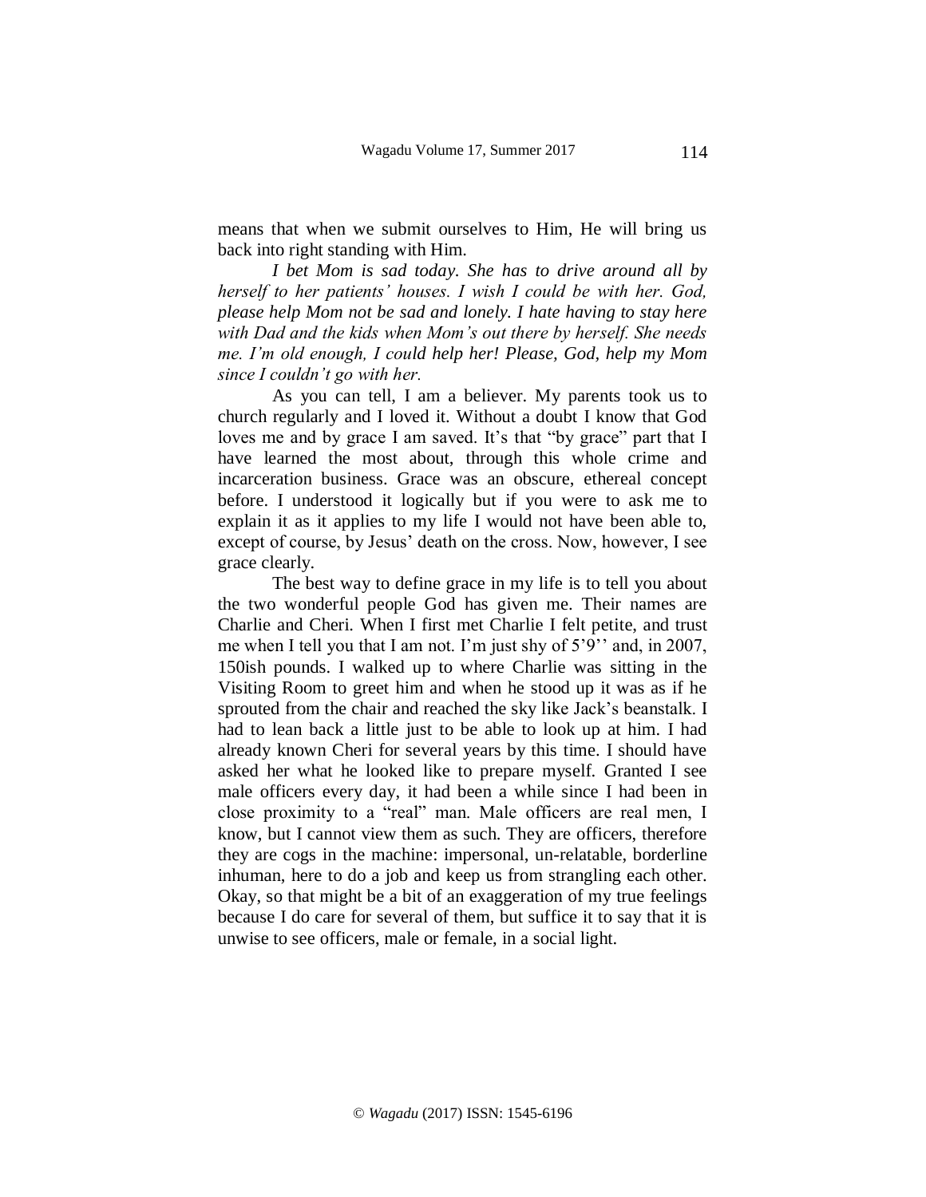means that when we submit ourselves to Him, He will bring us back into right standing with Him.

*I bet Mom is sad today. She has to drive around all by herself to her patients' houses. I wish I could be with her. God, please help Mom not be sad and lonely. I hate having to stay here with Dad and the kids when Mom's out there by herself. She needs me. I'm old enough, I could help her! Please, God, help my Mom since I couldn't go with her.*

As you can tell, I am a believer. My parents took us to church regularly and I loved it. Without a doubt I know that God loves me and by grace I am saved. It's that "by grace" part that I have learned the most about, through this whole crime and incarceration business. Grace was an obscure, ethereal concept before. I understood it logically but if you were to ask me to explain it as it applies to my life I would not have been able to, except of course, by Jesus' death on the cross. Now, however, I see grace clearly.

The best way to define grace in my life is to tell you about the two wonderful people God has given me. Their names are Charlie and Cheri. When I first met Charlie I felt petite, and trust me when I tell you that I am not. I'm just shy of 5'9'' and, in 2007, 150ish pounds. I walked up to where Charlie was sitting in the Visiting Room to greet him and when he stood up it was as if he sprouted from the chair and reached the sky like Jack's beanstalk. I had to lean back a little just to be able to look up at him. I had already known Cheri for several years by this time. I should have asked her what he looked like to prepare myself. Granted I see male officers every day, it had been a while since I had been in close proximity to a "real" man. Male officers are real men, I know, but I cannot view them as such. They are officers, therefore they are cogs in the machine: impersonal, un-relatable, borderline inhuman, here to do a job and keep us from strangling each other. Okay, so that might be a bit of an exaggeration of my true feelings because I do care for several of them, but suffice it to say that it is unwise to see officers, male or female, in a social light.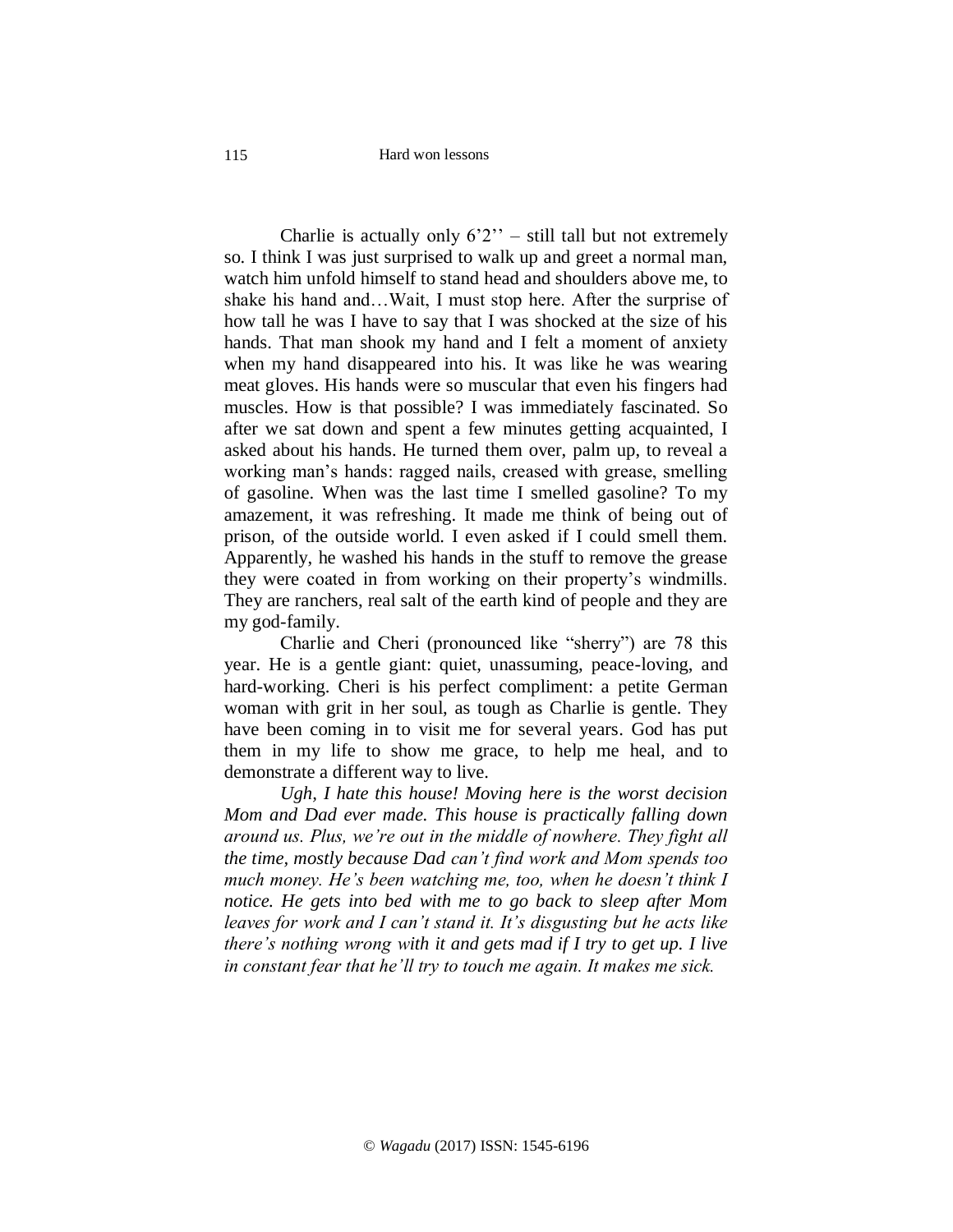Charlie is actually only 6’2’’ – still tall but not extremely so. I think I was just surprised to walk up and greet a normal man, watch him unfold himself to stand head and shoulders above me, to shake his hand and…Wait, I must stop here. After the surprise of how tall he was I have to say that I was shocked at the size of his hands. That man shook my hand and I felt a moment of anxiety when my hand disappeared into his. It was like he was wearing meat gloves. His hands were so muscular that even his fingers had muscles. How is that possible? I was immediately fascinated. So after we sat down and spent a few minutes getting acquainted, I asked about his hands. He turned them over, palm up, to reveal a working man’s hands: ragged nails, creased with grease, smelling of gasoline. When was the last time I smelled gasoline? To my amazement, it was refreshing. It made me think of being out of prison, of the outside world. I even asked if I could smell them. Apparently, he washed his hands in the stuff to remove the grease they were coated in from working on their property’s windmills. They are ranchers, real salt of the earth kind of people and they are my god-family.

Charlie and Cheri (pronounced like “sherry”) are 78 this year. He is a gentle giant: quiet, unassuming, peace-loving, and hard-working. Cheri is his perfect compliment: a petite German woman with grit in her soul, as tough as Charlie is gentle. They have been coming in to visit me for several years. God has put them in my life to show me grace, to help me heal, and to demonstrate a different way to live.

*Ugh, I hate this house! Moving here is the worst decision Mom and Dad ever made. This house is practically falling down around us. Plus, we’re out in the middle of nowhere. They fight all the time, mostly because Dad can’t find work and Mom spends too much money. He’s been watching me, too, when he doesn’t think I notice. He gets into bed with me to go back to sleep after Mom leaves for work and I can’t stand it. It’s disgusting but he acts like there’s nothing wrong with it and gets mad if I try to get up. I live in constant fear that he’ll try to touch me again. It makes me sick.*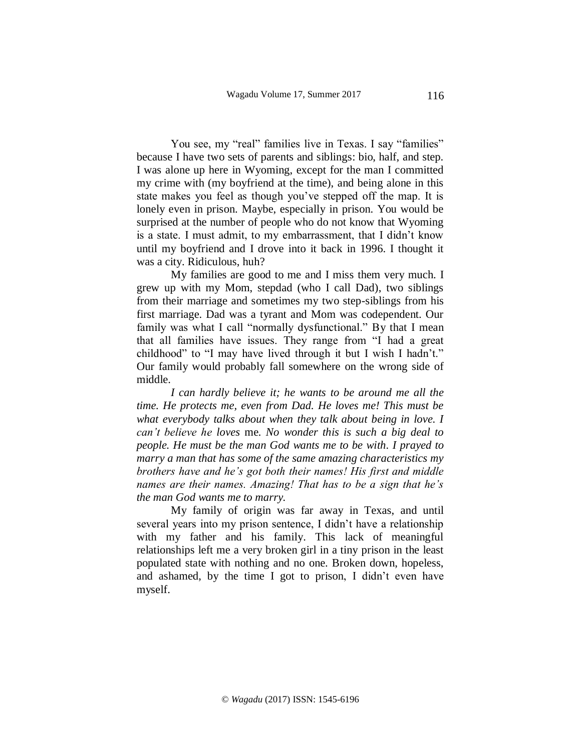You see, my "real" families live in Texas. I say "families" because I have two sets of parents and siblings: bio, half, and step. I was alone up here in Wyoming, except for the man I committed my crime with (my boyfriend at the time), and being alone in this state makes you feel as though you've stepped off the map. It is lonely even in prison. Maybe, especially in prison. You would be surprised at the number of people who do not know that Wyoming is a state. I must admit, to my embarrassment, that I didn't know until my boyfriend and I drove into it back in 1996. I thought it was a city. Ridiculous, huh?

My families are good to me and I miss them very much. I grew up with my Mom, stepdad (who I call Dad), two siblings from their marriage and sometimes my two step-siblings from his first marriage. Dad was a tyrant and Mom was codependent. Our family was what I call "normally dysfunctional." By that I mean that all families have issues. They range from "I had a great childhood" to "I may have lived through it but I wish I hadn't." Our family would probably fall somewhere on the wrong side of middle.

*I can hardly believe it; he wants to be around me all the time. He protects me, even from Dad. He loves me! This must be what everybody talks about when they talk about being in love. I can't believe he loves* me. *No wonder this is such a big deal to people. He must be the man God wants me to be with. I prayed to marry a man that has some of the same amazing characteristics my brothers have and he's got both their names! His first and middle names are their names. Amazing! That has to be a sign that he's the man God wants me to marry.*

My family of origin was far away in Texas, and until several years into my prison sentence, I didn't have a relationship with my father and his family. This lack of meaningful relationships left me a very broken girl in a tiny prison in the least populated state with nothing and no one. Broken down, hopeless, and ashamed, by the time I got to prison, I didn't even have myself.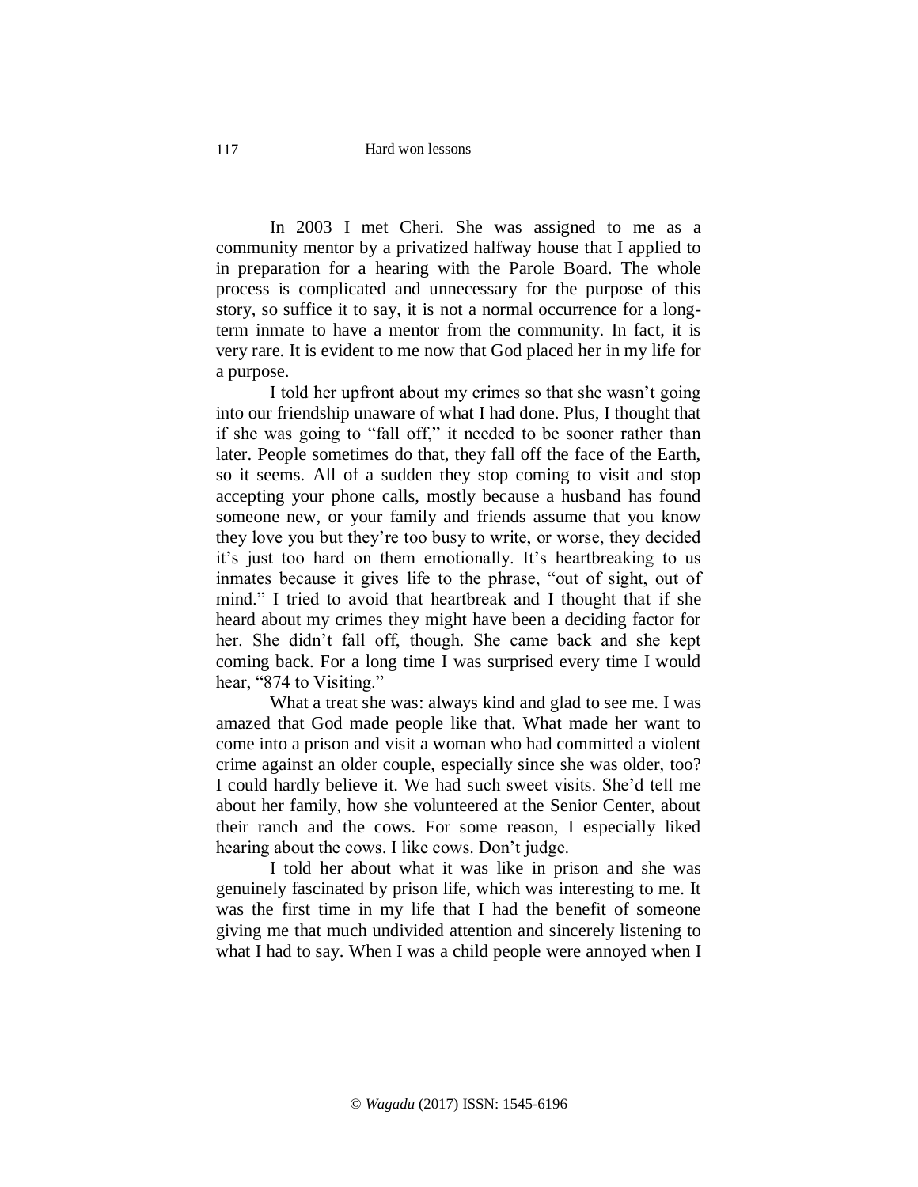In 2003 I met Cheri. She was assigned to me as a community mentor by a privatized halfway house that I applied to in preparation for a hearing with the Parole Board. The whole process is complicated and unnecessary for the purpose of this story, so suffice it to say, it is not a normal occurrence for a long-term inmate to have a mentor from the community. In fact, it is very rare. It is evident to me now that God placed her in my life for a purpose.

I told her upfront about my crimes so that she wasn't going into our friendship unaware of what I had done. Plus, I thought that if she was going to "fall off," it needed to be sooner rather than later. People sometimes do that, they fall off the face of the Earth, so it seems. All of a sudden they stop coming to visit and stop accepting your phone calls, mostly because a husband has found someone new, or your family and friends assume that you know they love you but they're too busy to write, or worse, they decided it's just too hard on them emotionally. It's heartbreaking to us inmates because it gives life to the phrase, "out of sight, out of mind." I tried to avoid that heartbreak and I thought that if she heard about my crimes they might have been a deciding factor for her. She didn't fall off, though. She came back and she kept coming back. For a long time I was surprised every time I would hear, "874 to Visiting."

What a treat she was: always kind and glad to see me. I was amazed that God made people like that. What made her want to come into a prison and visit a woman who had committed a violent crime against an older couple, especially since she was older, too? I could hardly believe it. We had such sweet visits. She'd tell me about her family, how she volunteered at the Senior Center, about their ranch and the cows. For some reason, I especially liked hearing about the cows. I like cows. Don't judge.

I told her about what it was like in prison and she was genuinely fascinated by prison life, which was interesting to me. It was the first time in my life that I had the benefit of someone giving me that much undivided attention and sincerely listening to what I had to say. When I was a child people were annoyed when I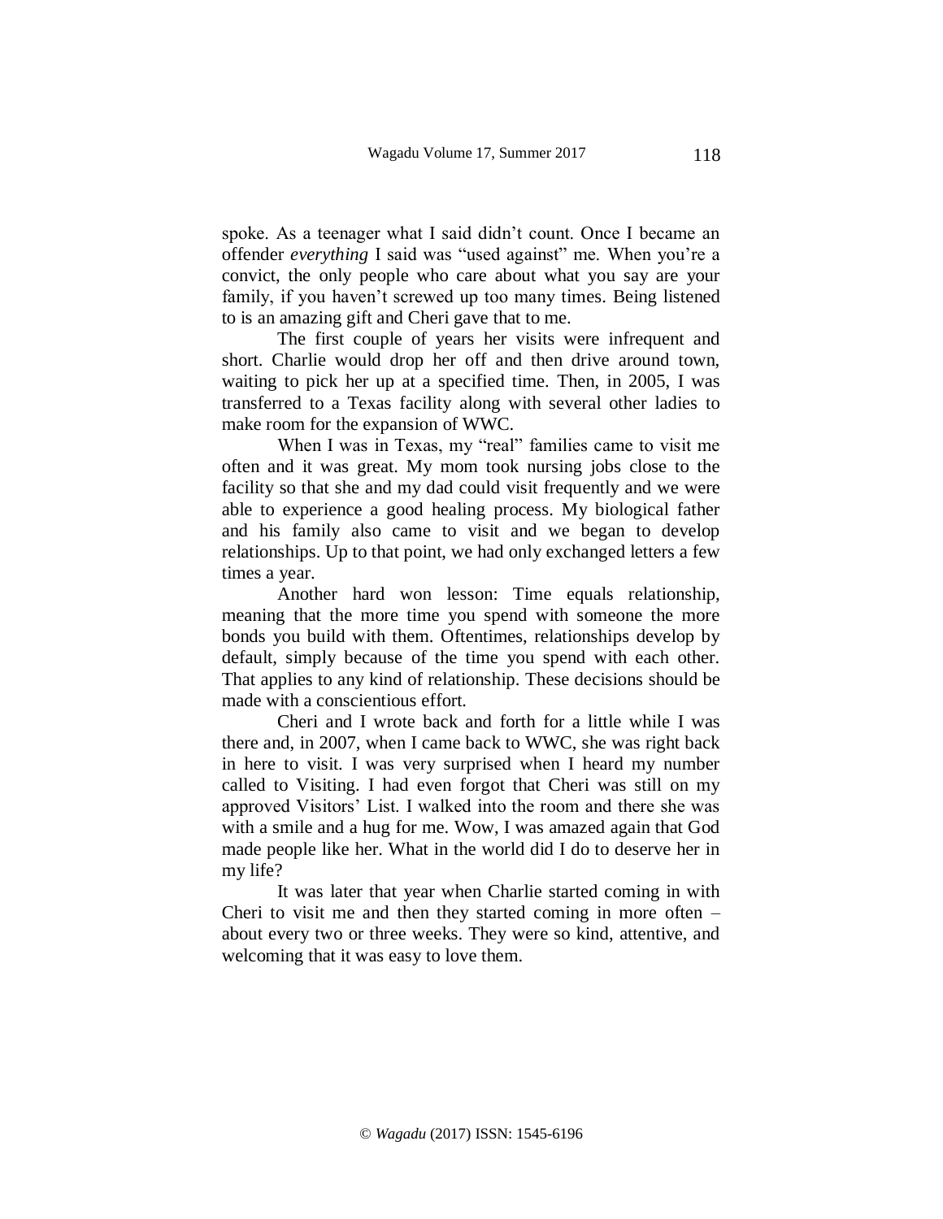spoke. As a teenager what I said didn't count. Once I became an offender *everything* I said was "used against" me. When you're a convict, the only people who care about what you say are your family, if you haven't screwed up too many times. Being listened to is an amazing gift and Cheri gave that to me.

The first couple of years her visits were infrequent and short. Charlie would drop her off and then drive around town, waiting to pick her up at a specified time. Then, in 2005, I was transferred to a Texas facility along with several other ladies to make room for the expansion of WWC.

When I was in Texas, my "real" families came to visit me often and it was great. My mom took nursing jobs close to the facility so that she and my dad could visit frequently and we were able to experience a good healing process. My biological father and his family also came to visit and we began to develop relationships. Up to that point, we had only exchanged letters a few times a year.

Another hard won lesson: Time equals relationship, meaning that the more time you spend with someone the more bonds you build with them. Oftentimes, relationships develop by default, simply because of the time you spend with each other. That applies to any kind of relationship. These decisions should be made with a conscientious effort.

Cheri and I wrote back and forth for a little while I was there and, in 2007, when I came back to WWC, she was right back in here to visit. I was very surprised when I heard my number called to Visiting. I had even forgot that Cheri was still on my approved Visitors' List. I walked into the room and there she was with a smile and a hug for me. Wow, I was amazed again that God made people like her. What in the world did I do to deserve her in my life?

It was later that year when Charlie started coming in with Cheri to visit me and then they started coming in more often – about every two or three weeks. They were so kind, attentive, and welcoming that it was easy to love them.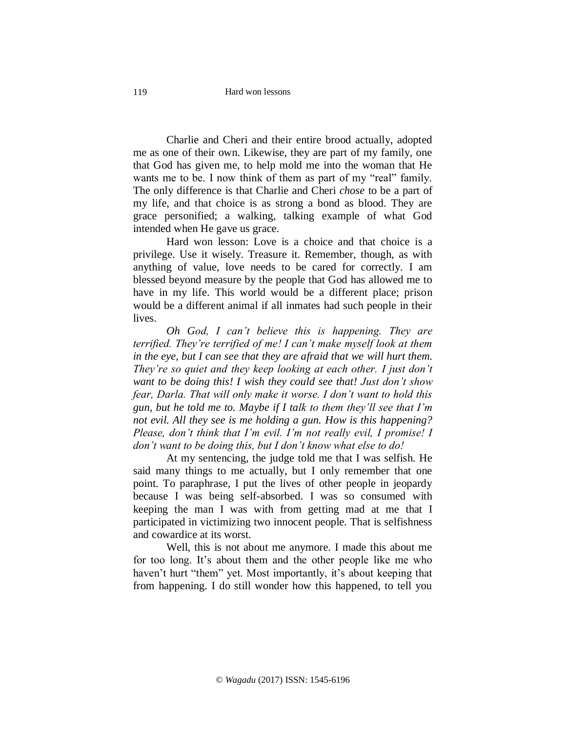Charlie and Cheri and their entire brood actually, adopted me as one of their own. Likewise, they are part of my family, one that God has given me, to help mold me into the woman that He wants me to be. I now think of them as part of my "real" family. The only difference is that Charlie and Cheri *chose* to be a part of my life, and that choice is as strong a bond as blood. They are grace personified; a walking, talking example of what God intended when He gave us grace.

Hard won lesson: Love is a choice and that choice is a privilege. Use it wisely. Treasure it. Remember, though, as with anything of value, love needs to be cared for correctly. I am blessed beyond measure by the people that God has allowed me to have in my life. This world would be a different place; prison would be a different animal if all inmates had such people in their lives.

*Oh God, I can't believe this is happening. They are terrified. They're terrified of me! I can't make myself look at them in the eye, but I can see that they are afraid that we will hurt them. They're so quiet and they keep looking at each other. I just don't want to be doing this! I wish they could see that! Just don't show fear, Darla. That will only make it worse. I don't want to hold this gun, but he told me to. Maybe if I talk to them they'll see that I'm not evil. All they see is me holding a gun. How is this happening? Please, don't think that I'm evil. I'm not really evil, I promise! I don't want to be doing this, but I don't know what else to do!*

At my sentencing, the judge told me that I was selfish. He said many things to me actually, but I only remember that one point. To paraphrase, I put the lives of other people in jeopardy because I was being self-absorbed. I was so consumed with keeping the man I was with from getting mad at me that I participated in victimizing two innocent people. That is selfishness and cowardice at its worst.

Well, this is not about me anymore. I made this about me for too long. It's about them and the other people like me who haven't hurt "them" yet. Most importantly, it's about keeping that from happening. I do still wonder how this happened, to tell you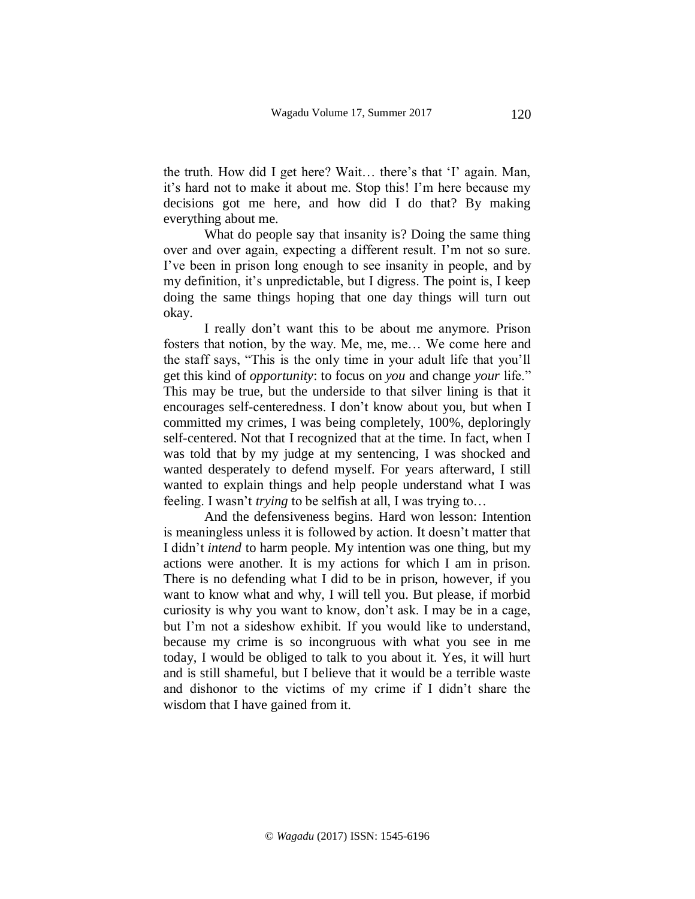the truth. How did I get here? Wait… there's that 'I' again. Man, it's hard not to make it about me. Stop this! I'm here because my decisions got me here, and how did I do that? By making everything about me.

What do people say that insanity is? Doing the same thing over and over again, expecting a different result. I'm not so sure. I've been in prison long enough to see insanity in people, and by my definition, it's unpredictable, but I digress. The point is, I keep doing the same things hoping that one day things will turn out okay.

I really don't want this to be about me anymore. Prison fosters that notion, by the way. Me, me, me… We come here and the staff says, "This is the only time in your adult life that you'll get this kind of *opportunity*: to focus on *you* and change *your* life." This may be true, but the underside to that silver lining is that it encourages self-centeredness. I don't know about you, but when I committed my crimes, I was being completely, 100%, deploringly self-centered. Not that I recognized that at the time. In fact, when I was told that by my judge at my sentencing, I was shocked and wanted desperately to defend myself. For years afterward, I still wanted to explain things and help people understand what I was feeling. I wasn't *trying* to be selfish at all, I was trying to…

And the defensiveness begins. Hard won lesson: Intention is meaningless unless it is followed by action. It doesn't matter that I didn't *intend* to harm people. My intention was one thing, but my actions were another. It is my actions for which I am in prison. There is no defending what I did to be in prison, however, if you want to know what and why, I will tell you. But please, if morbid curiosity is why you want to know, don't ask. I may be in a cage, but I'm not a sideshow exhibit. If you would like to understand, because my crime is so incongruous with what you see in me today, I would be obliged to talk to you about it. Yes, it will hurt and is still shameful, but I believe that it would be a terrible waste and dishonor to the victims of my crime if I didn't share the wisdom that I have gained from it.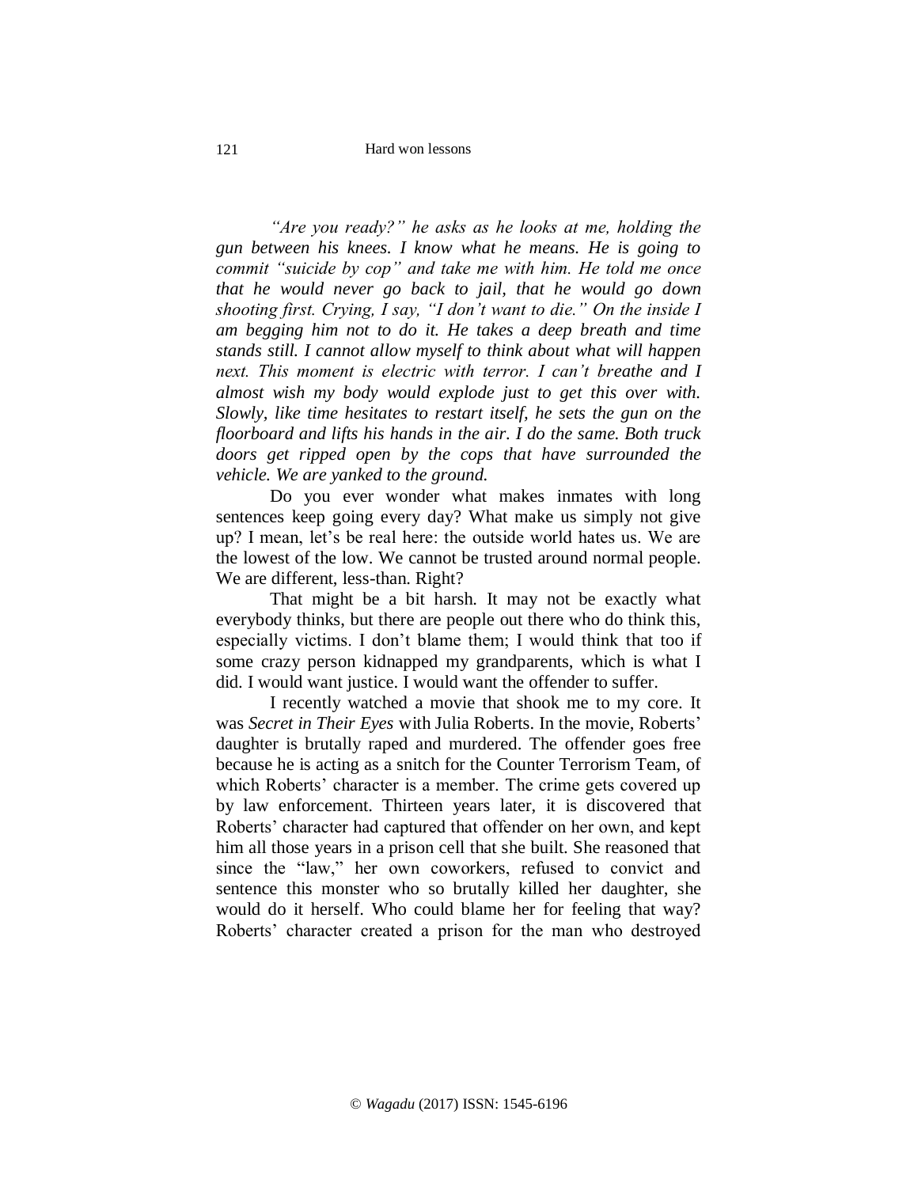*"Are you ready?" he asks as he looks at me, holding the gun between his knees. I know what he means. He is going to commit "suicide by cop" and take me with him. He told me once that he would never go back to jail, that he would go down shooting first. Crying, I say, "I don't want to die." On the inside I am begging him not to do it. He takes a deep breath and time stands still. I cannot allow myself to think about what will happen next. This moment is electric with terror. I can't breathe and I almost wish my body would explode just to get this over with. Slowly, like time hesitates to restart itself, he sets the gun on the floorboard and lifts his hands in the air. I do the same. Both truck doors get ripped open by the cops that have surrounded the vehicle. We are yanked to the ground.*

Do you ever wonder what makes inmates with long sentences keep going every day? What make us simply not give up? I mean, let's be real here: the outside world hates us. We are the lowest of the low. We cannot be trusted around normal people. We are different, less-than. Right?

That might be a bit harsh. It may not be exactly what everybody thinks, but there are people out there who do think this, especially victims. I don't blame them; I would think that too if some crazy person kidnapped my grandparents, which is what I did. I would want justice. I would want the offender to suffer.

I recently watched a movie that shook me to my core. It was *Secret in Their Eyes* with Julia Roberts. In the movie, Roberts' daughter is brutally raped and murdered. The offender goes free because he is acting as a snitch for the Counter Terrorism Team, of which Roberts' character is a member. The crime gets covered up by law enforcement. Thirteen years later, it is discovered that Roberts' character had captured that offender on her own, and kept him all those years in a prison cell that she built. She reasoned that since the "law," her own coworkers, refused to convict and sentence this monster who so brutally killed her daughter, she would do it herself. Who could blame her for feeling that way? Roberts' character created a prison for the man who destroyed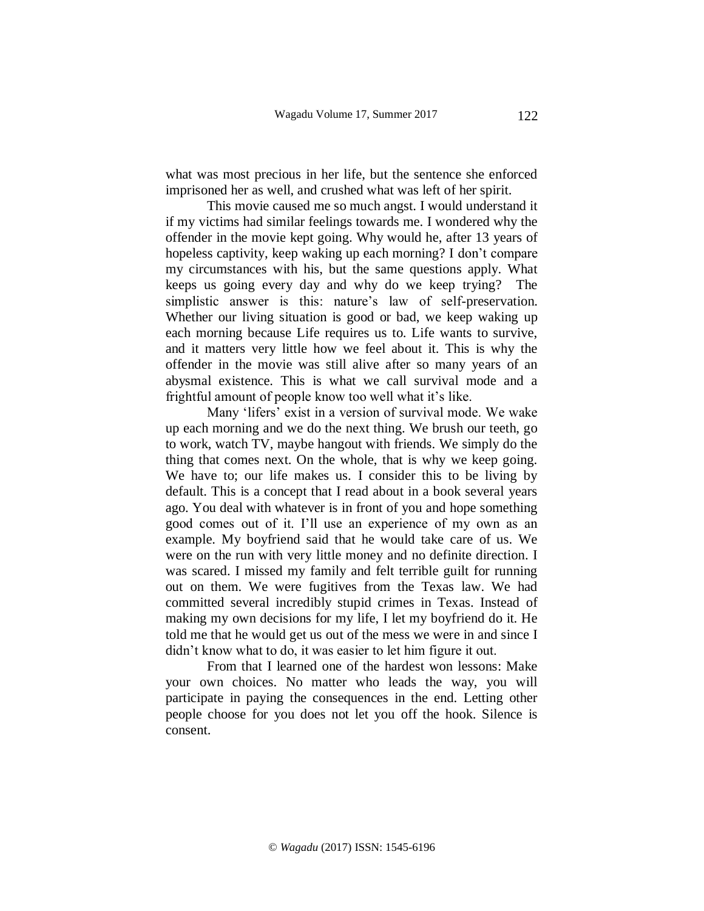what was most precious in her life, but the sentence she enforced imprisoned her as well, and crushed what was left of her spirit.

This movie caused me so much angst. I would understand it if my victims had similar feelings towards me. I wondered why the offender in the movie kept going. Why would he, after 13 years of hopeless captivity, keep waking up each morning? I don't compare my circumstances with his, but the same questions apply. What keeps us going every day and why do we keep trying? The simplistic answer is this: nature's law of self-preservation. Whether our living situation is good or bad, we keep waking up each morning because Life requires us to. Life wants to survive, and it matters very little how we feel about it. This is why the offender in the movie was still alive after so many years of an abysmal existence. This is what we call survival mode and a frightful amount of people know too well what it's like.

Many 'lifers' exist in a version of survival mode. We wake up each morning and we do the next thing. We brush our teeth, go to work, watch TV, maybe hangout with friends. We simply do the thing that comes next. On the whole, that is why we keep going. We have to; our life makes us. I consider this to be living by default. This is a concept that I read about in a book several years ago. You deal with whatever is in front of you and hope something good comes out of it. I'll use an experience of my own as an example. My boyfriend said that he would take care of us. We were on the run with very little money and no definite direction. I was scared. I missed my family and felt terrible guilt for running out on them. We were fugitives from the Texas law. We had committed several incredibly stupid crimes in Texas. Instead of making my own decisions for my life, I let my boyfriend do it. He told me that he would get us out of the mess we were in and since I didn't know what to do, it was easier to let him figure it out.

From that I learned one of the hardest won lessons: Make your own choices. No matter who leads the way, you will participate in paying the consequences in the end. Letting other people choose for you does not let you off the hook. Silence is consent.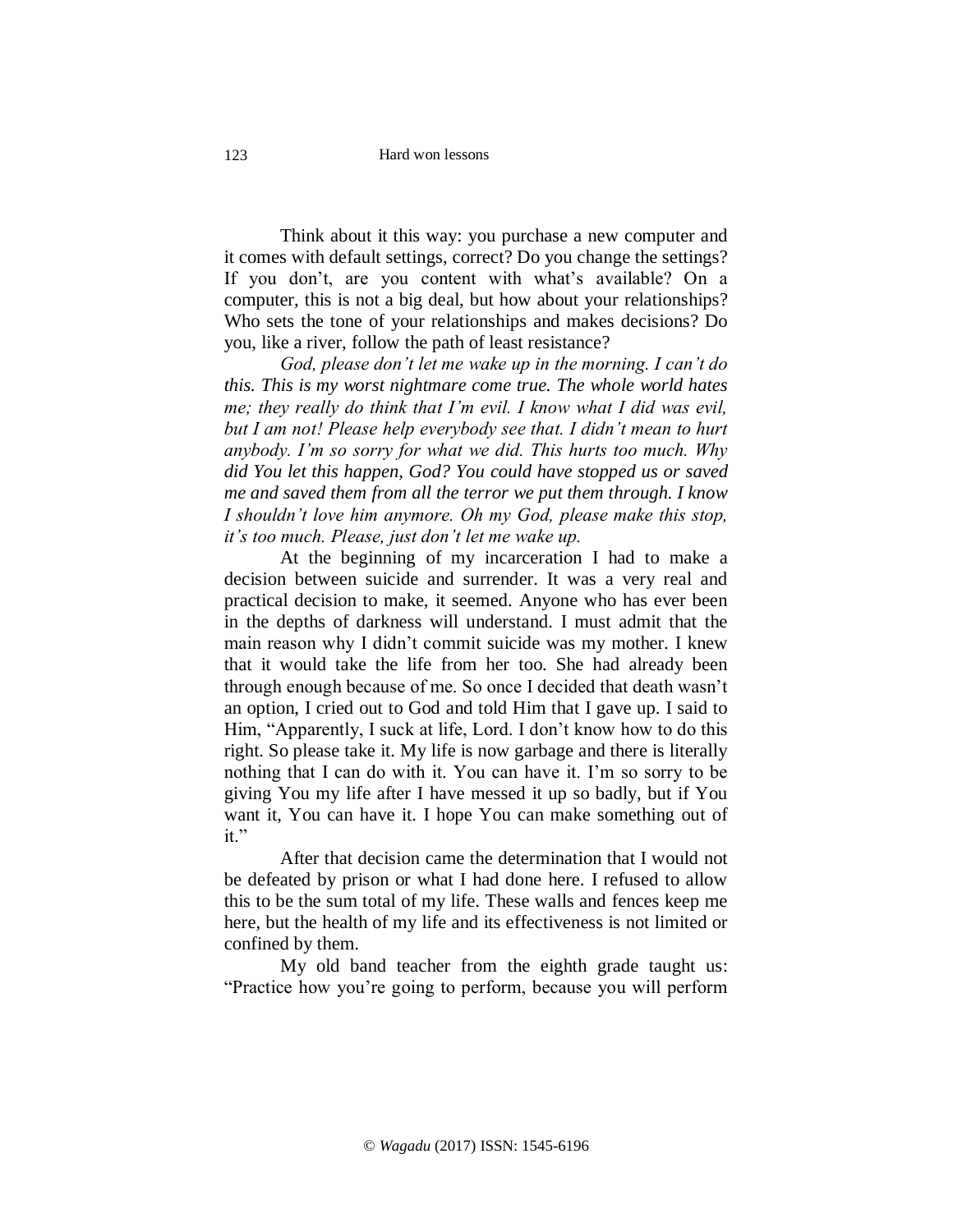Think about it this way: you purchase a new computer and it comes with default settings, correct? Do you change the settings? If you don't, are you content with what's available? On a computer, this is not a big deal, but how about your relationships? Who sets the tone of your relationships and makes decisions? Do you, like a river, follow the path of least resistance?

*God, please don't let me wake up in the morning. I can't do this. This is my worst nightmare come true. The whole world hates me; they really do think that I'm evil. I know what I did was evil, but I am not! Please help everybody see that. I didn't mean to hurt anybody. I'm so sorry for what we did. This hurts too much. Why did You let this happen, God? You could have stopped us or saved me and saved them from all the terror we put them through. I know I shouldn't love him anymore. Oh my God, please make this stop, it's too much. Please, just don't let me wake up.*

At the beginning of my incarceration I had to make a decision between suicide and surrender. It was a very real and practical decision to make, it seemed. Anyone who has ever been in the depths of darkness will understand. I must admit that the main reason why I didn't commit suicide was my mother. I knew that it would take the life from her too. She had already been through enough because of me. So once I decided that death wasn't an option, I cried out to God and told Him that I gave up. I said to Him, "Apparently, I suck at life, Lord. I don't know how to do this right. So please take it. My life is now garbage and there is literally nothing that I can do with it. You can have it. I'm so sorry to be giving You my life after I have messed it up so badly, but if You want it, You can have it. I hope You can make something out of it."

After that decision came the determination that I would not be defeated by prison or what I had done here. I refused to allow this to be the sum total of my life. These walls and fences keep me here, but the health of my life and its effectiveness is not limited or confined by them.

My old band teacher from the eighth grade taught us: "Practice how you're going to perform, because you will perform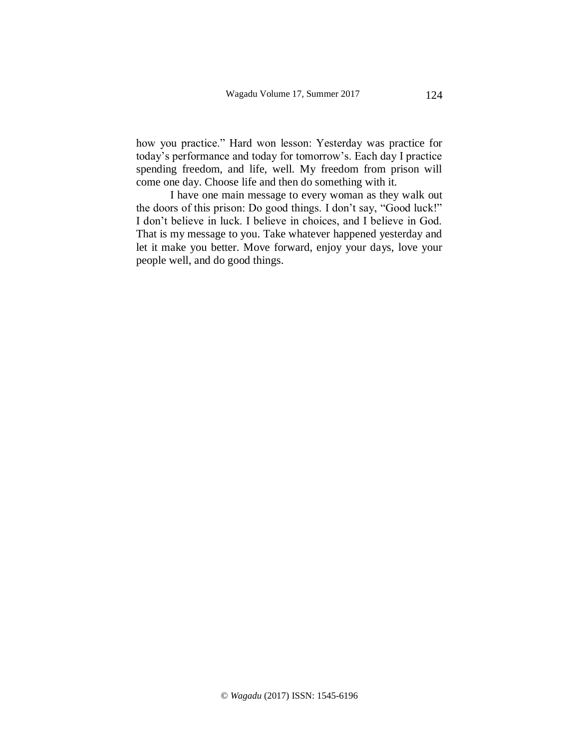how you practice." Hard won lesson: Yesterday was practice for today's performance and today for tomorrow's. Each day I practice spending freedom, and life, well. My freedom from prison will come one day. Choose life and then do something with it.

I have one main message to every woman as they walk out the doors of this prison: Do good things. I don't say, "Good luck!" I don't believe in luck. I believe in choices, and I believe in God. That is my message to you. Take whatever happened yesterday and let it make you better. Move forward, enjoy your days, love your people well, and do good things.